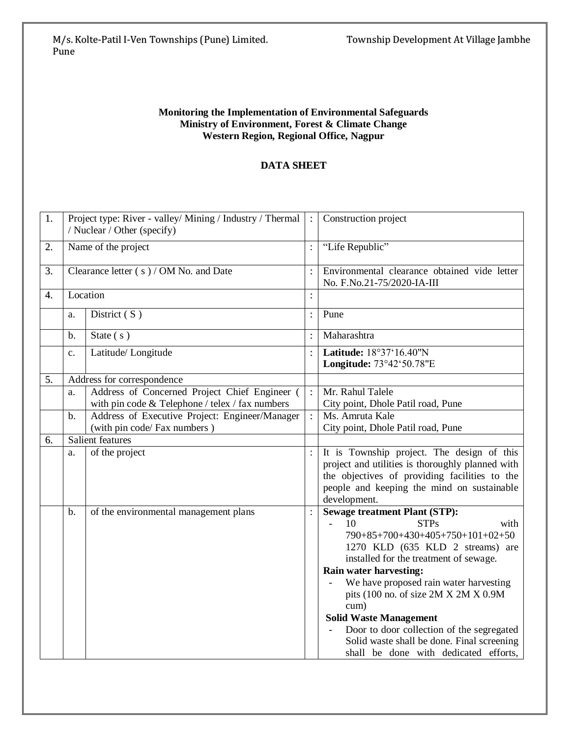**Monitoring the Implementation of Environmental Safeguards**
**Ministry of Environment, Forest & Climate Change**
**Western Region, Regional Office, Nagpur**

## DATA SHEET

| | | | | |
|---|---|---|---|---|
| 1. | Project type: River - valley/ Mining / Industry / Thermal / Nuclear / Other (specify) | | : | Construction project |
| 2. | Name of the project | | : | "Life Republic" |
| 3. | Clearance letter ( s ) / OM No. and Date | | : | Environmental clearance obtained vide letter No. F.No.21-75/2020-IA-III |
| 4. | Location | | : | |
| | a. | District ( S ) | : | Pune |
| | b. | State ( s ) | : | Maharashtra |
| | c. | Latitude/ Longitude | : | **Latitude:** 18°37'16.40"N<br>**Longitude:** 73°42'50.78"E |
| 5. | Address for correspondence | | | |
| | a. | Address of Concerned Project Chief Engineer ( with pin code & Telephone / telex / fax numbers | : | Mr. Rahul Talele<br>City point, Dhole Patil road, Pune |
| | b. | Address of Executive Project: Engineer/Manager (with pin code/ Fax numbers ) | : | Ms. Amruta Kale<br>City point, Dhole Patil road, Pune |
| 6. | Salient features | | | |
| | a. | of the project | : | It is Township project. The design of this project and utilities is thoroughly planned with the objectives of providing facilities to the people and keeping the mind on sustainable development. |
| | b. | of the environmental management plans | : | **Sewage treatment Plant (STP):**<br>- 10 STPs with 790+85+700+430+405+750+101+02+50 1270 KLD (635 KLD 2 streams) are installed for the treatment of sewage.<br>**Rain water harvesting:**<br>- We have proposed rain water harvesting pits (100 no. of size 2M X 2M X 0.9M cum)<br>**Solid Waste Management**<br>- Door to door collection of the segregated Solid waste shall be done. Final screening shall be done with dedicated efforts, |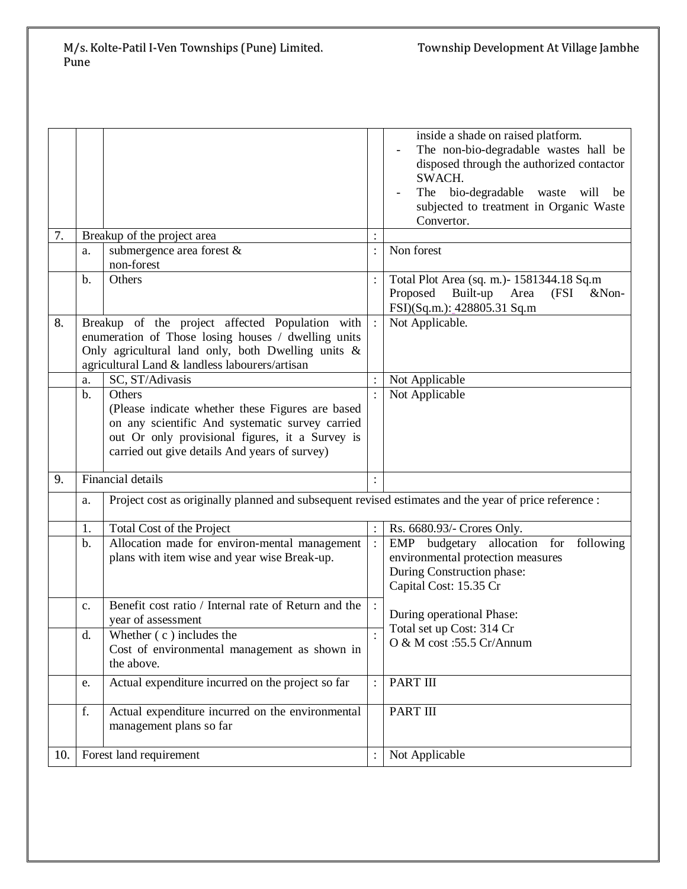| | | | | |
|---|---|---|---|---|
| | | | | inside a shade on raised platform.<br>- The non-bio-degradable wastes hall be disposed through the authorized contactor SWACH.<br>- The bio-degradable waste will be subjected to treatment in Organic Waste Convertor. |
| 7. | Breakup of the project area | | : | |
| | a. | submergence area forest & non-forest | : | Non forest |
| | b. | Others | : | Total Plot Area (sq. m.)- 1581344.18 Sq.m<br>Proposed Built-up Area (FSI &Non-FSI)(Sq.m.): 428805.31 Sq.m |
| 8. | Breakup of the project affected Population with enumeration of Those losing houses / dwelling units Only agricultural land only, both Dwelling units & agricultural Land & landless labourers/artisan | | : | Not Applicable. |
| | a. | SC, ST/Adivasis | : | Not Applicable |
| | b. | Others<br>(Please indicate whether these Figures are based on any scientific And systematic survey carried out Or only provisional figures, it a Survey is carried out give details And years of survey) | : | Not Applicable |
| 9. | Financial details | | : | |
| | a. | Project cost as originally planned and subsequent revised estimates and the year of price reference : | | |
| | 1. | Total Cost of the Project | : | Rs. 6680.93/- Crores Only. |
| | b. | Allocation made for environ-mental management plans with item wise and year wise Break-up. | : | EMP budgetary allocation for following environmental protection measures<br>During Construction phase:<br>Capital Cost: 15.35 Cr<br><br>During operational Phase:<br>Total set up Cost: 314 Cr<br>O & M cost :55.5 Cr/Annum |
| | c. | Benefit cost ratio / Internal rate of Return and the year of assessment | : | |
| | d. | Whether ( c ) includes the Cost of environmental management as shown in the above. | : | |
| | e. | Actual expenditure incurred on the project so far | : | PART III |
| | f. | Actual expenditure incurred on the environmental management plans so far | | PART III |
| 10. | Forest land requirement | | : | Not Applicable |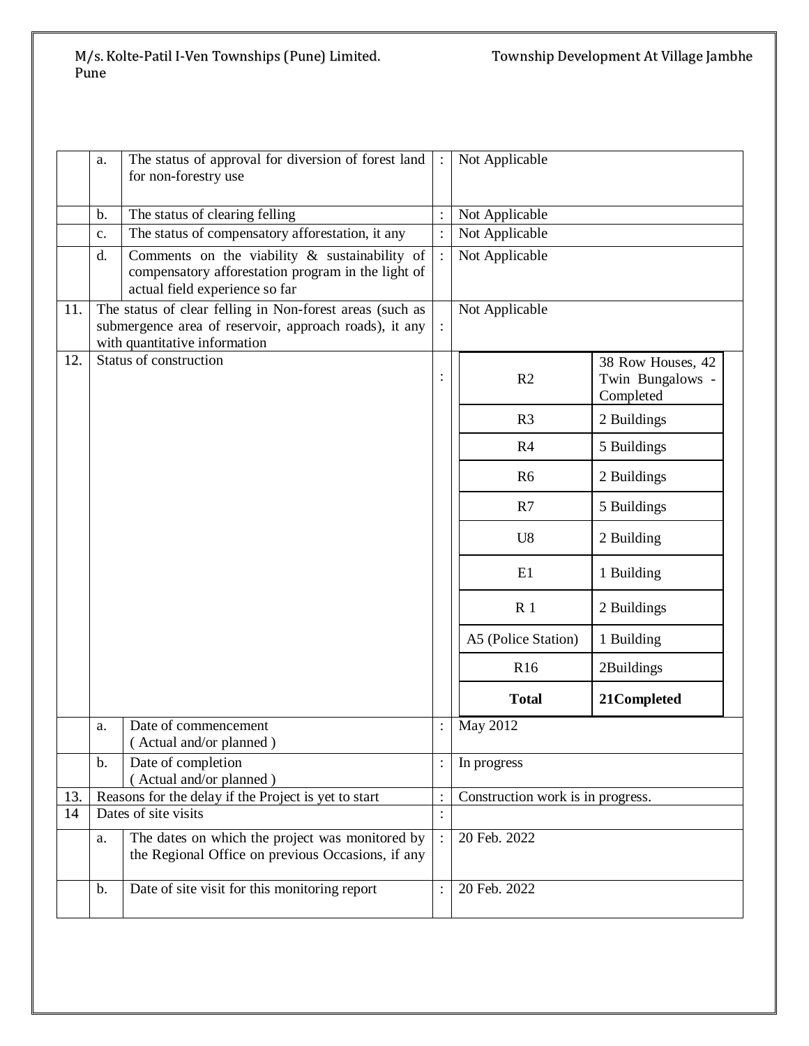| | | | | |
|---|---|---|---|---|
| | a. | The status of approval for diversion of forest land for non-forestry use | : | Not Applicable |
| | b. | The status of clearing felling | : | Not Applicable |
| | c. | The status of compensatory afforestation, it any | : | Not Applicable |
| | d. | Comments on the viability & sustainability of compensatory afforestation program in the light of actual field experience so far | : | Not Applicable |
| 11. | The status of clear felling in Non-forest areas (such as submergence area of reservoir, approach roads), it any with quantitative information | | : | Not Applicable |
| 12. | Status of construction | | : | See table below |
| | a. | Date of commencement ( Actual and/or planned ) | : | May 2012 |
| | b. | Date of completion ( Actual and/or planned ) | : | In progress |
| 13. | Reasons for the delay if the Project is yet to start | | : | Construction work is in progress. |
| 14 | Dates of site visits | | : | |
| | a. | The dates on which the project was monitored by the Regional Office on previous Occasions, if any | : | 20 Feb. 2022 |
| | b. | Date of site visit for this monitoring report | : | 20 Feb. 2022 |

Status of construction (Item 12):

| | |
|---|---|
| R2 | 38 Row Houses, 42 Twin Bungalows - Completed |
| R3 | 2 Buildings |
| R4 | 5 Buildings |
| R6 | 2 Buildings |
| R7 | 5 Buildings |
| U8 | 2 Building |
| E1 | 1 Building |
| R 1 | 2 Buildings |
| A5 (Police Station) | 1 Building |
| R16 | 2Buildings |
| **Total** | **21Completed** |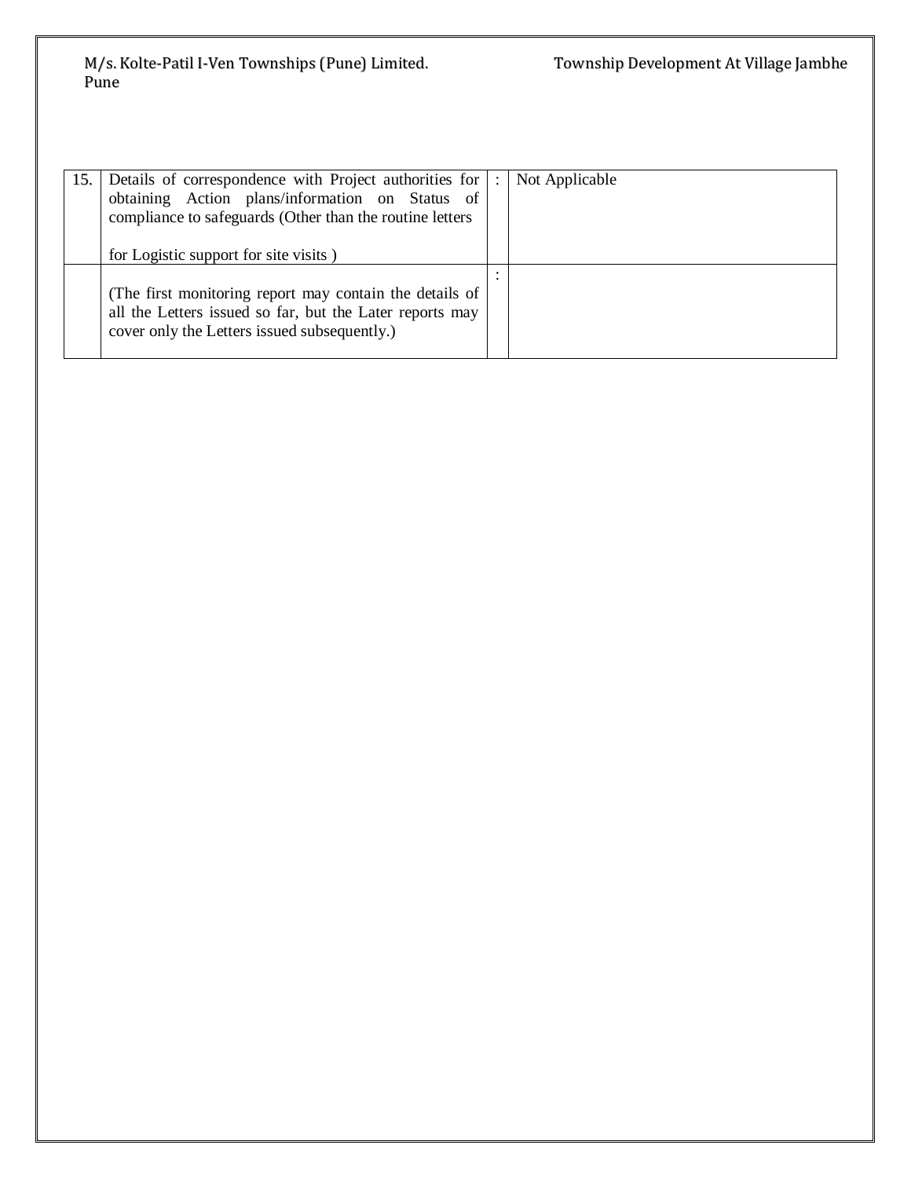| | | | |
|---|---|---|---|
| 15. | Details of correspondence with Project authorities for obtaining Action plans/information on Status of compliance to safeguards (Other than the routine letters for Logistic support for site visits ) | : | Not Applicable |
| | (The first monitoring report may contain the details of all the Letters issued so far, but the Later reports may cover only the Letters issued subsequently.) | : | |